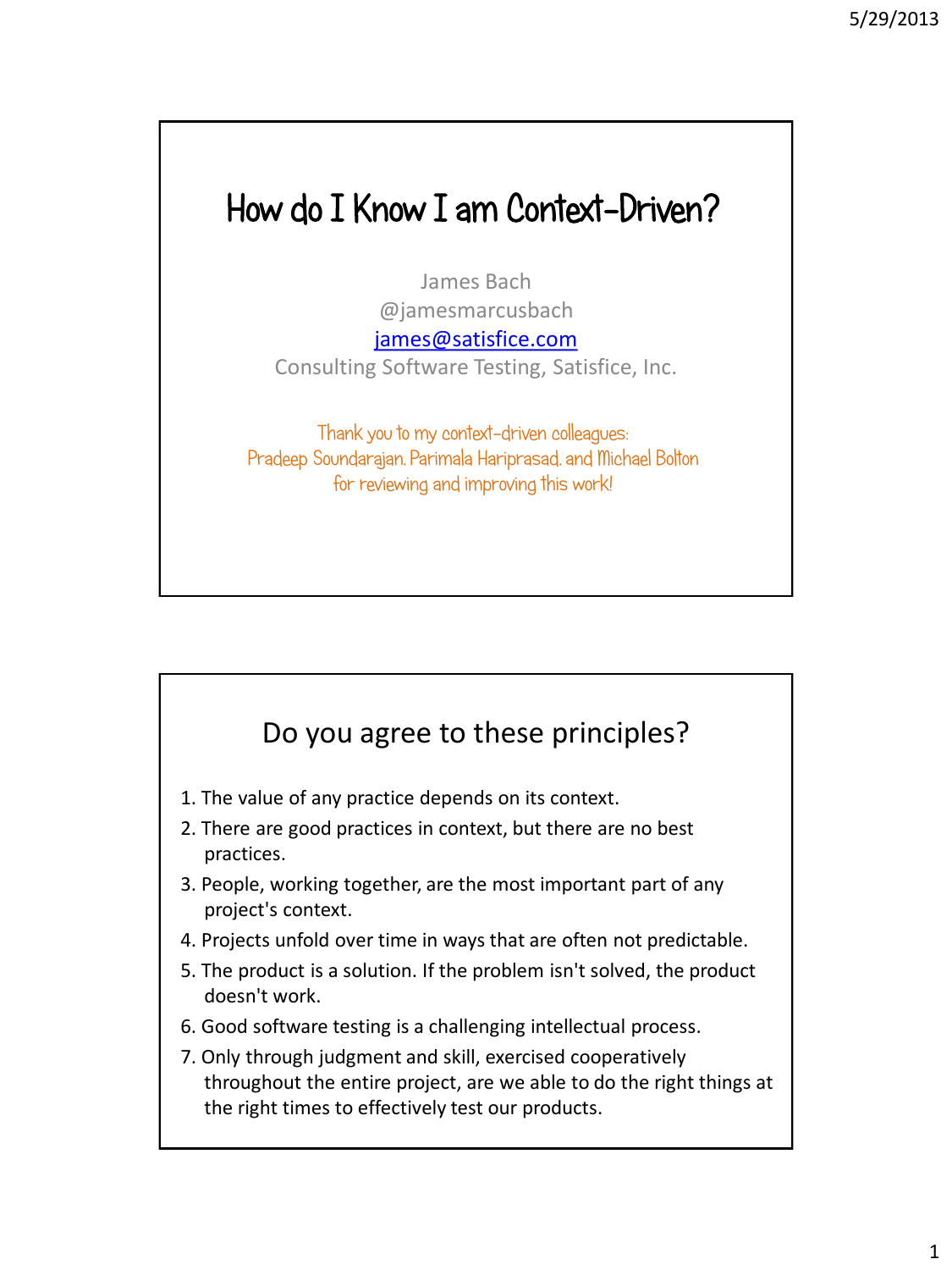# How do I Know I am Context-Driven?

James Bach
@jamesmarcusbach
james@satisfice.com
Consulting Software Testing, Satisfice, Inc.

Thank you to my context-driven colleagues:
Pradeep Soundarajan, Parimala Hariprasad, and Michael Bolton
for reviewing and improving this work!

## Do you agree to these principles?

1. The value of any practice depends on its context.
2. There are good practices in context, but there are no best practices.
3. People, working together, are the most important part of any project's context.
4. Projects unfold over time in ways that are often not predictable.
5. The product is a solution. If the problem isn't solved, the product doesn't work.
6. Good software testing is a challenging intellectual process.
7. Only through judgment and skill, exercised cooperatively throughout the entire project, are we able to do the right things at the right times to effectively test our products.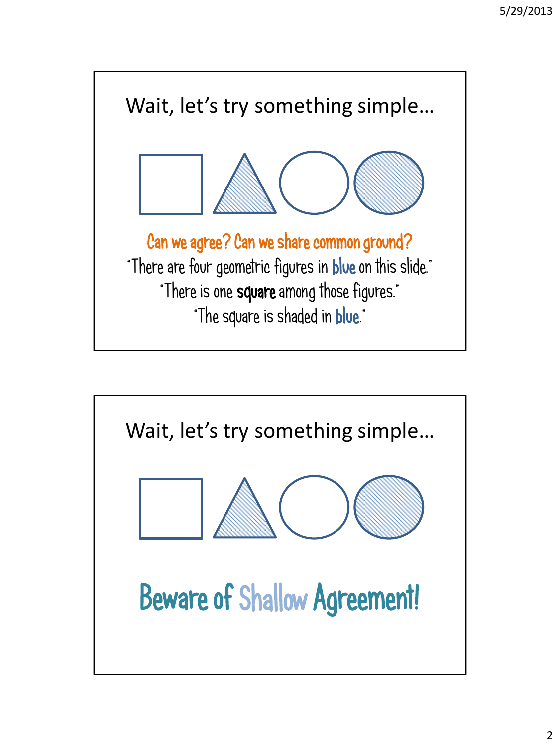## Wait, let's try something simple…

**Can we agree? Can we share common ground?**

"There are four geometric figures in **blue** on this slide."

"There is one **square** among those figures."

"The square is shaded in **blue**."

## Wait, let's try something simple…

**Beware of Shallow Agreement!**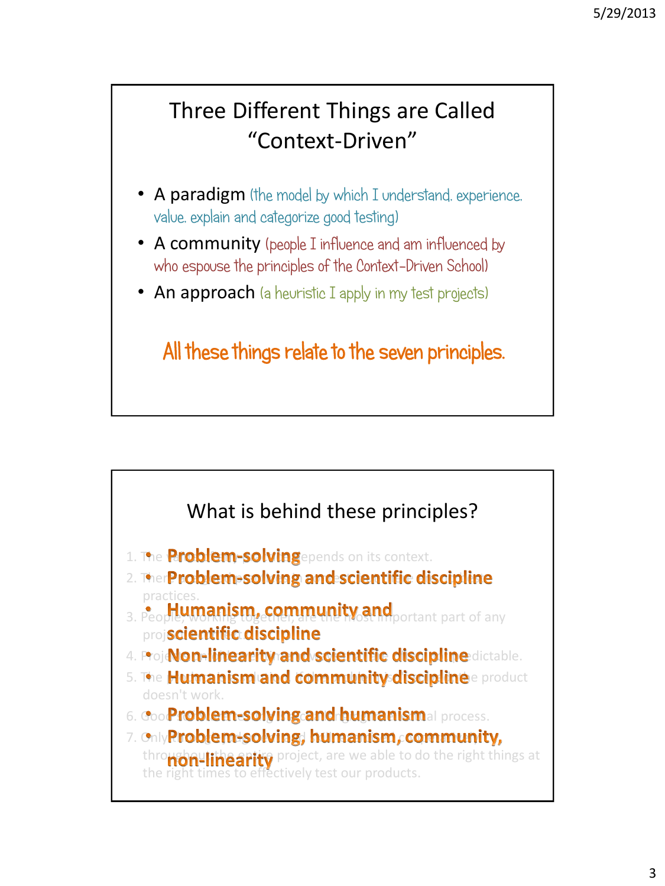## Three Different Things are Called "Context-Driven"

- A paradigm (the model by which I understand, experience, value, explain and categorize good testing)
- A community (people I influence and am influenced by who espouse the principles of the Context-Driven School)
- An approach (a heuristic I apply in my test projects)

All these things relate to the seven principles.

## What is behind these principles?

- **Problem-solving**
- **Problem-solving and scientific discipline**
- **Humanism, community and scientific discipline**
- **Non-linearity and scientific discipline**
- **Humanism and community discipline**
- **Problem-solving and humanism**
- **Problem-solving, humanism, community, non-linearity**

1. The value of any practice depends on its context.
2. There are good practices in context, but there are no best practices.
3. People, working together, are the most important part of any project's context.
4. Projects unfold over time in ways that are often not predictable.
5. The product is a solution. If the problem isn't solved, the product doesn't work.
6. Good software testing is a challenging intellectual process.
7. Only through judgment and skill, exercised cooperatively throughout the entire project, are we able to do the right things at the right times to effectively test our products.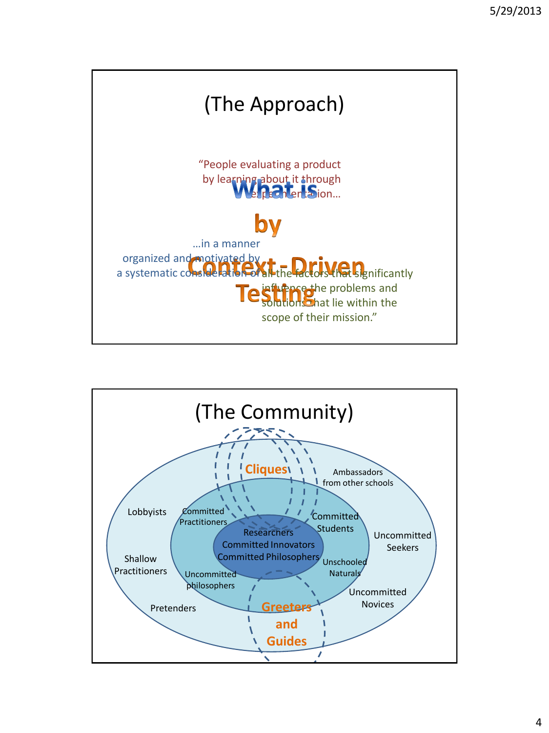## (The Approach)

**What is**

**by**

**Context-Driven Testing**

"People evaluating a product by learning about it through experimentation…

…in a manner organized and motivated by a systematic consideration of all the factors that significantly influence the problems and solutions that lie within the scope of their mission."

## (The Community)

**Cliques**

Ambassadors from other schools

Lobbyists

Committed Practitioners

Committed Students

Researchers

Committed Innovators

Committed Philosophers

Uncommitted Seekers

Shallow Practitioners

Unschooled Naturals

Uncommitted philosophers

Uncommitted Novices

Pretenders

**Greeters and Guides**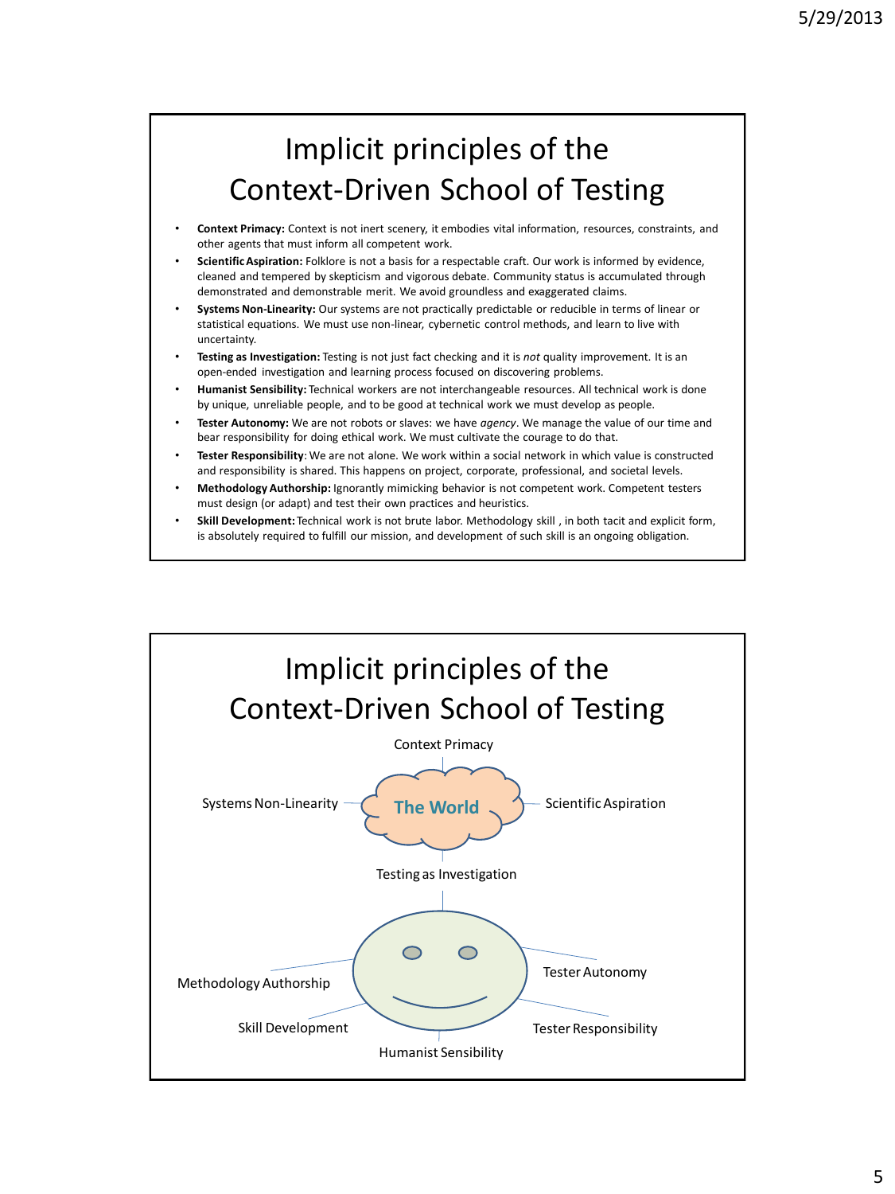# Implicit principles of the Context-Driven School of Testing

- **Context Primacy:** Context is not inert scenery, it embodies vital information, resources, constraints, and other agents that must inform all competent work.
- **Scientific Aspiration:** Folklore is not a basis for a respectable craft. Our work is informed by evidence, cleaned and tempered by skepticism and vigorous debate. Community status is accumulated through demonstrated and demonstrable merit. We avoid groundless and exaggerated claims.
- **Systems Non-Linearity:** Our systems are not practically predictable or reducible in terms of linear or statistical equations. We must use non-linear, cybernetic control methods, and learn to live with uncertainty.
- **Testing as Investigation:** Testing is not just fact checking and it is *not* quality improvement. It is an open-ended investigation and learning process focused on discovering problems.
- **Humanist Sensibility:** Technical workers are not interchangeable resources. All technical work is done by unique, unreliable people, and to be good at technical work we must develop as people.
- **Tester Autonomy:** We are not robots or slaves: we have *agency*. We manage the value of our time and bear responsibility for doing ethical work. We must cultivate the courage to do that.
- **Tester Responsibility**: We are not alone. We work within a social network in which value is constructed and responsibility is shared. This happens on project, corporate, professional, and societal levels.
- **Methodology Authorship:** Ignorantly mimicking behavior is not competent work. Competent testers must design (or adapt) and test their own practices and heuristics.
- **Skill Development:** Technical work is not brute labor. Methodology skill , in both tacit and explicit form, is absolutely required to fulfill our mission, and development of such skill is an ongoing obligation.

# Implicit principles of the Context-Driven School of Testing

The World: Context Primacy, Systems Non-Linearity, Scientific Aspiration, Testing as Investigation

Tester: Methodology Authorship, Tester Autonomy, Skill Development, Tester Responsibility, Humanist Sensibility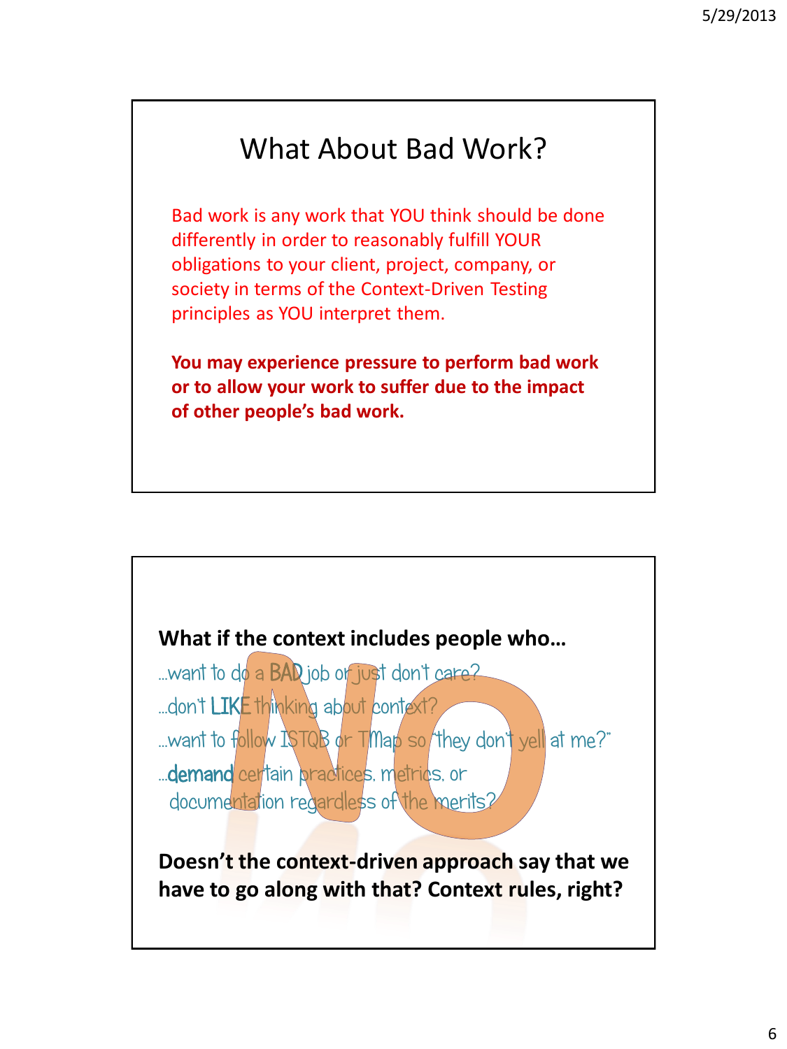## What About Bad Work?

Bad work is any work that YOU think should be done differently in order to reasonably fulfill YOUR obligations to your client, project, company, or society in terms of the Context-Driven Testing principles as YOU interpret them.

**You may experience pressure to perform bad work or to allow your work to suffer due to the impact of other people's bad work.**

---

**What if the context includes people who…**

…want to do a BAD job or just don't care?

…don't LIKE thinking about context?

…want to follow ISTQB or TMap so "they don't yell at me?"

…**demand** certain practices, metrics, or documentation regardless of the merits?

NO

**Doesn't the context-driven approach say that we have to go along with that? Context rules, right?**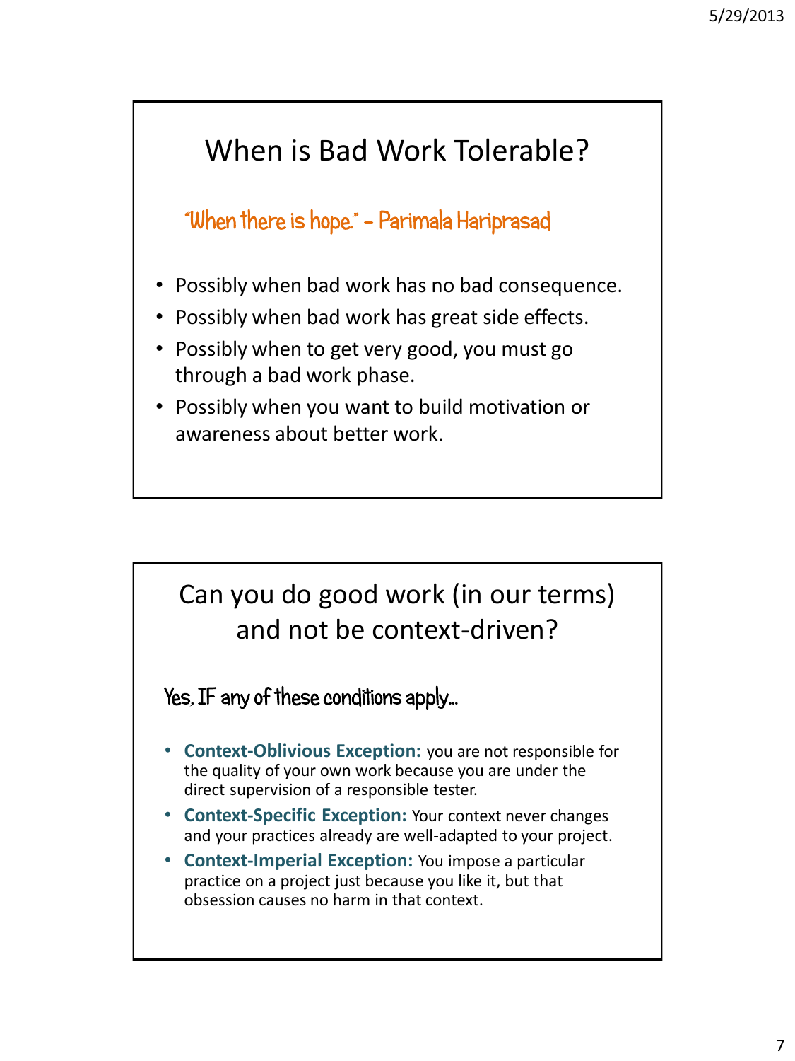## When is Bad Work Tolerable?

"When there is hope." - Parimala Hariprasad

- Possibly when bad work has no bad consequence.
- Possibly when bad work has great side effects.
- Possibly when to get very good, you must go through a bad work phase.
- Possibly when you want to build motivation or awareness about better work.

## Can you do good work (in our terms) and not be context-driven?

Yes, IF any of these conditions apply…

- **Context-Oblivious Exception:** you are not responsible for the quality of your own work because you are under the direct supervision of a responsible tester.
- **Context-Specific Exception:** Your context never changes and your practices already are well-adapted to your project.
- **Context-Imperial Exception:** You impose a particular practice on a project just because you like it, but that obsession causes no harm in that context.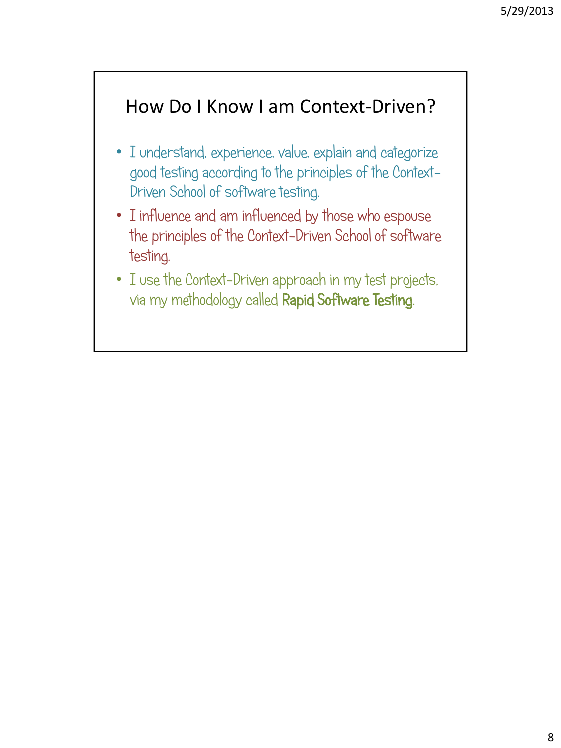## How Do I Know I am Context-Driven?

- I understand, experience, value, explain and categorize good testing according to the principles of the Context-Driven School of software testing.
- I influence and am influenced by those who espouse the principles of the Context-Driven School of software testing.
- I use the Context-Driven approach in my test projects, via my methodology called **Rapid Software Testing**.